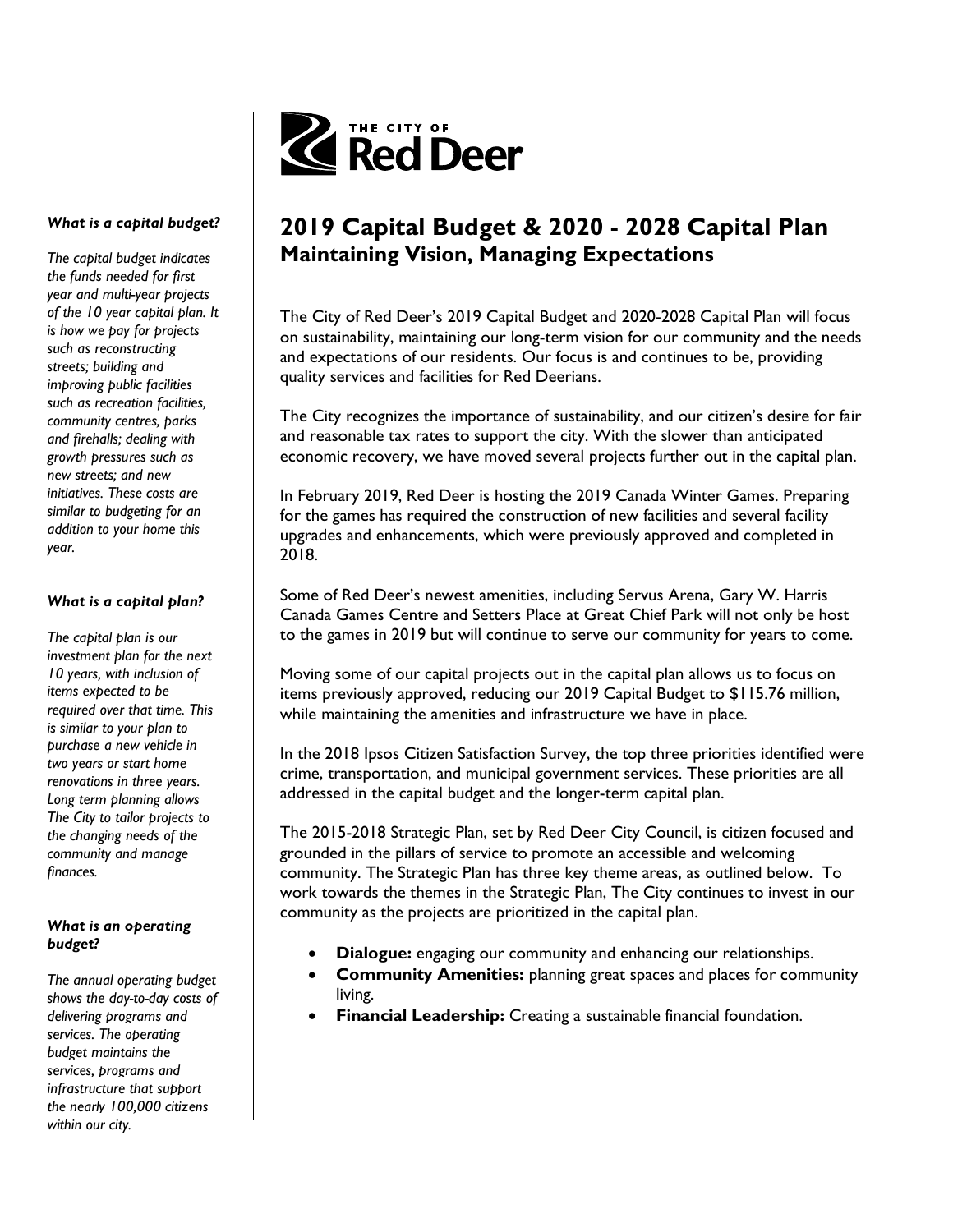THE CITY OF **Red Deer**

# 2019 Capital Budget & 2020 - 2028 Capital Plan

## Maintaining Vision, Managing Expectations

The City of Red Deer's 2019 Capital Budget and 2020-2028 Capital Plan will focus on sustainability, maintaining our long-term vision for our community and the needs and expectations of our residents. Our focus is and continues to be, providing quality services and facilities for Red Deerians.

The City recognizes the importance of sustainability, and our citizen's desire for fair and reasonable tax rates to support the city. With the slower than anticipated economic recovery, we have moved several projects further out in the capital plan.

In February 2019, Red Deer is hosting the 2019 Canada Winter Games. Preparing for the games has required the construction of new facilities and several facility upgrades and enhancements, which were previously approved and completed in 2018.

Some of Red Deer's newest amenities, including Servus Arena, Gary W. Harris Canada Games Centre and Setters Place at Great Chief Park will not only be host to the games in 2019 but will continue to serve our community for years to come.

Moving some of our capital projects out in the capital plan allows us to focus on items previously approved, reducing our 2019 Capital Budget to $115.76 million, while maintaining the amenities and infrastructure we have in place.

In the 2018 Ipsos Citizen Satisfaction Survey, the top three priorities identified were crime, transportation, and municipal government services. These priorities are all addressed in the capital budget and the longer-term capital plan.

The 2015-2018 Strategic Plan, set by Red Deer City Council, is citizen focused and grounded in the pillars of service to promote an accessible and welcoming community. The Strategic Plan has three key theme areas, as outlined below. To work towards the themes in the Strategic Plan, The City continues to invest in our community as the projects are prioritized in the capital plan.

- **Dialogue:** engaging our community and enhancing our relationships.
- **Community Amenities:** planning great spaces and places for community living.
- **Financial Leadership:** Creating a sustainable financial foundation.

***What is a capital budget?***

*The capital budget indicates the funds needed for first year and multi-year projects of the 10 year capital plan. It is how we pay for projects such as reconstructing streets; building and improving public facilities such as recreation facilities, community centres, parks and firehalls; dealing with growth pressures such as new streets; and new initiatives. These costs are similar to budgeting for an addition to your home this year.*

***What is a capital plan?***

*The capital plan is our investment plan for the next 10 years, with inclusion of items expected to be required over that time. This is similar to your plan to purchase a new vehicle in two years or start home renovations in three years. Long term planning allows The City to tailor projects to the changing needs of the community and manage finances.*

***What is an operating budget?***

*The annual operating budget shows the day-to-day costs of delivering programs and services. The operating budget maintains the services, programs and infrastructure that support the nearly 100,000 citizens within our city.*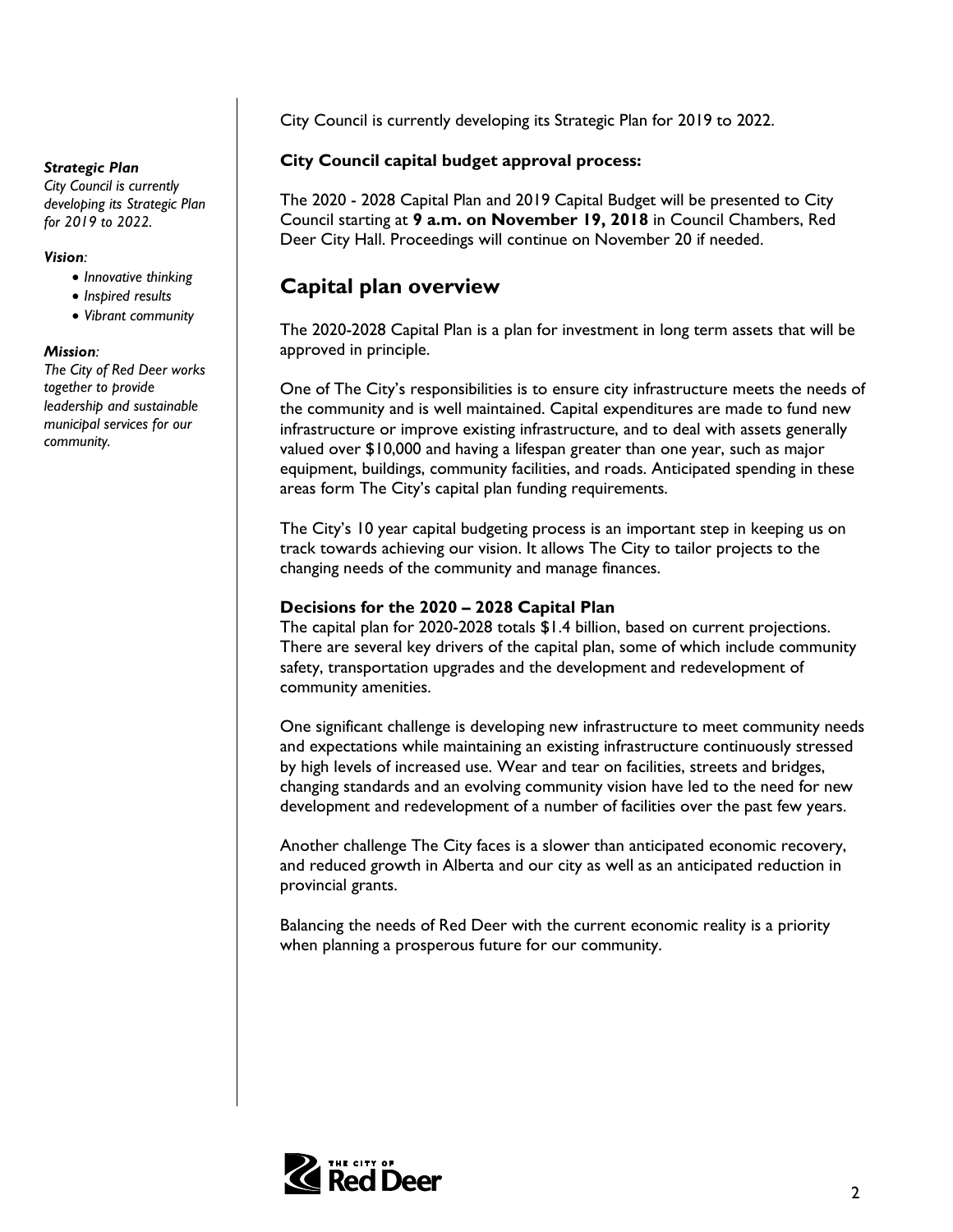***Strategic Plan***
*City Council is currently developing its Strategic Plan for 2019 to 2022.*

***Vision:***

- *Innovative thinking*
- *Inspired results*
- *Vibrant community*

***Mission:***
*The City of Red Deer works together to provide leadership and sustainable municipal services for our community.*

City Council is currently developing its Strategic Plan for 2019 to 2022.

**City Council capital budget approval process:**

The 2020 - 2028 Capital Plan and 2019 Capital Budget will be presented to City Council starting at **9 a.m. on November 19, 2018** in Council Chambers, Red Deer City Hall. Proceedings will continue on November 20 if needed.

## Capital plan overview

The 2020-2028 Capital Plan is a plan for investment in long term assets that will be approved in principle.

One of The City's responsibilities is to ensure city infrastructure meets the needs of the community and is well maintained. Capital expenditures are made to fund new infrastructure or improve existing infrastructure, and to deal with assets generally valued over $10,000 and having a lifespan greater than one year, such as major equipment, buildings, community facilities, and roads. Anticipated spending in these areas form The City's capital plan funding requirements.

The City's 10 year capital budgeting process is an important step in keeping us on track towards achieving our vision. It allows The City to tailor projects to the changing needs of the community and manage finances.

**Decisions for the 2020 – 2028 Capital Plan**
The capital plan for 2020-2028 totals $1.4 billion, based on current projections. There are several key drivers of the capital plan, some of which include community safety, transportation upgrades and the development and redevelopment of community amenities.

One significant challenge is developing new infrastructure to meet community needs and expectations while maintaining an existing infrastructure continuously stressed by high levels of increased use. Wear and tear on facilities, streets and bridges, changing standards and an evolving community vision have led to the need for new development and redevelopment of a number of facilities over the past few years.

Another challenge The City faces is a slower than anticipated economic recovery, and reduced growth in Alberta and our city as well as an anticipated reduction in provincial grants.

Balancing the needs of Red Deer with the current economic reality is a priority when planning a prosperous future for our community.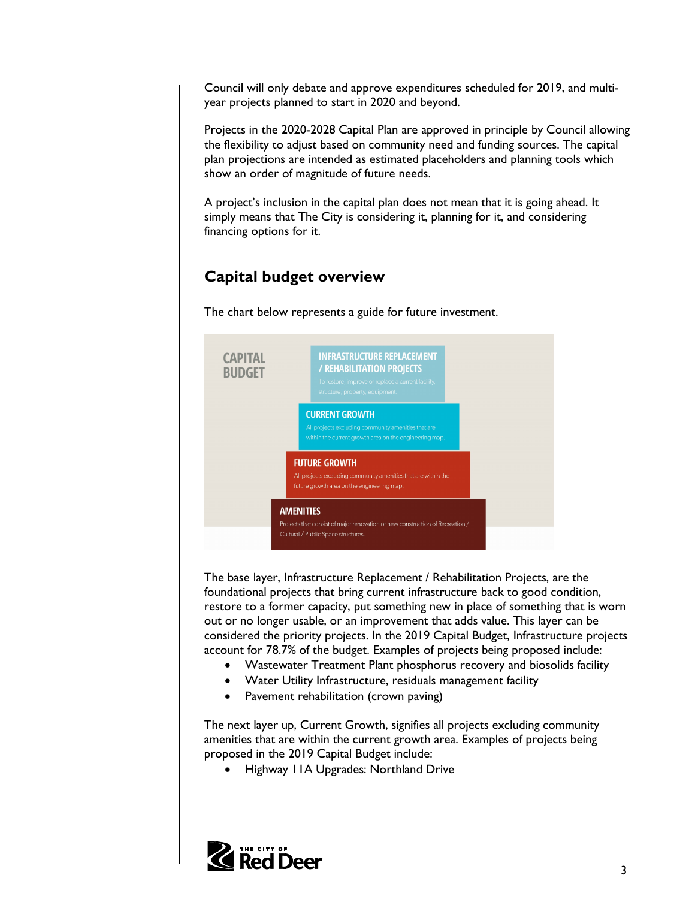Council will only debate and approve expenditures scheduled for 2019, and multi-year projects planned to start in 2020 and beyond.

Projects in the 2020-2028 Capital Plan are approved in principle by Council allowing the flexibility to adjust based on community need and funding sources. The capital plan projections are intended as estimated placeholders and planning tools which show an order of magnitude of future needs.

A project's inclusion in the capital plan does not mean that it is going ahead. It simply means that The City is considering it, planning for it, and considering financing options for it.

## Capital budget overview

The chart below represents a guide for future investment.

**CAPITAL BUDGET**

**INFRASTRUCTURE REPLACEMENT / REHABILITATION PROJECTS**
To restore, improve or replace a current facility, structure, property, equipment.

**CURRENT GROWTH**
All projects excluding community amenities that are within the current growth area on the engineering map.

**FUTURE GROWTH**
All projects excluding community amenities that are within the future growth area on the engineering map.

**AMENITIES**
Projects that consist of major renovation or new construction of Recreation / Cultural / Public Space structures.

The base layer, Infrastructure Replacement / Rehabilitation Projects, are the foundational projects that bring current infrastructure back to good condition, restore to a former capacity, put something new in place of something that is worn out or no longer usable, or an improvement that adds value. This layer can be considered the priority projects. In the 2019 Capital Budget, Infrastructure projects account for 78.7% of the budget. Examples of projects being proposed include:

- Wastewater Treatment Plant phosphorus recovery and biosolids facility
- Water Utility Infrastructure, residuals management facility
- Pavement rehabilitation (crown paving)

The next layer up, Current Growth, signifies all projects excluding community amenities that are within the current growth area. Examples of projects being proposed in the 2019 Capital Budget include:

- Highway 11A Upgrades: Northland Drive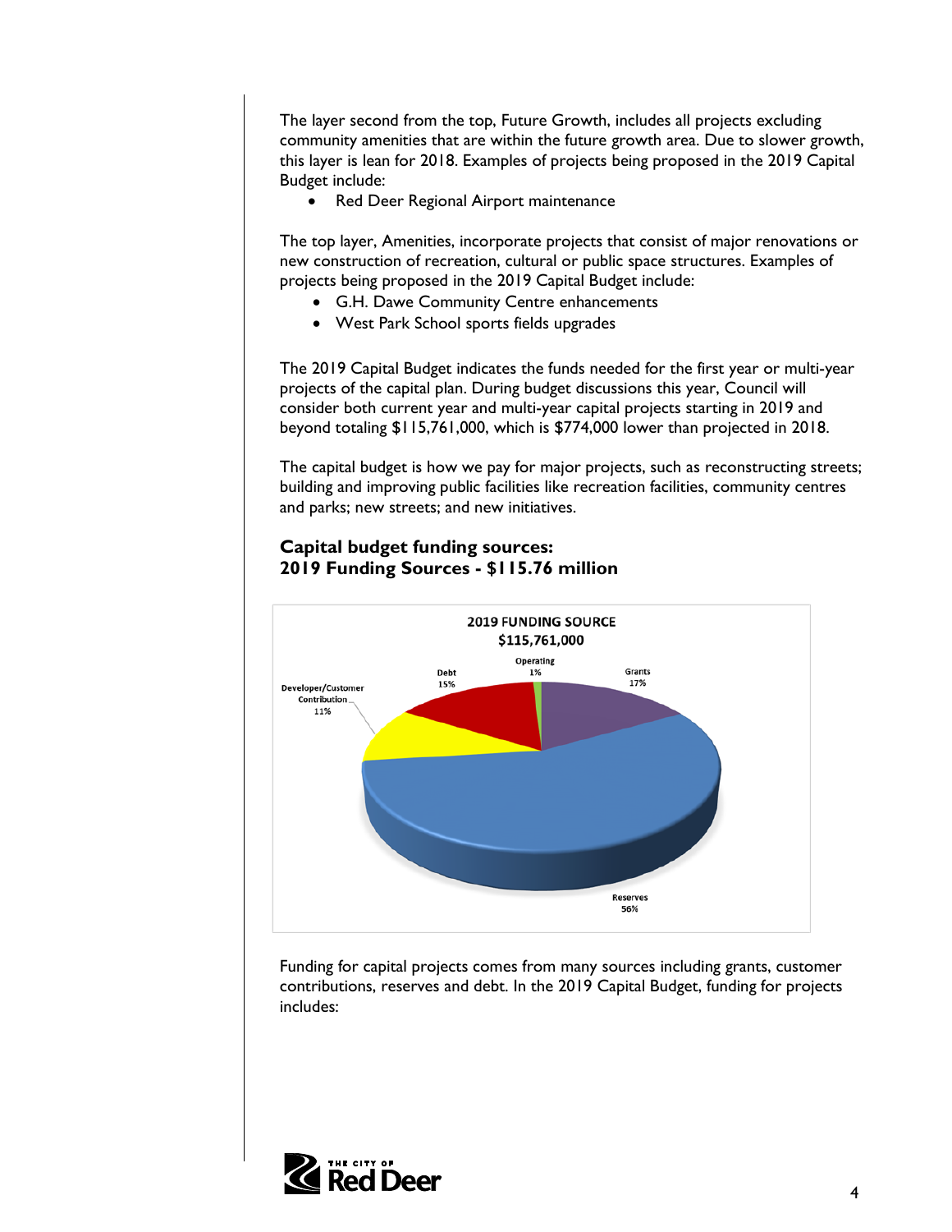The layer second from the top, Future Growth, includes all projects excluding community amenities that are within the future growth area. Due to slower growth, this layer is lean for 2018. Examples of projects being proposed in the 2019 Capital Budget include:

- Red Deer Regional Airport maintenance

The top layer, Amenities, incorporate projects that consist of major renovations or new construction of recreation, cultural or public space structures. Examples of projects being proposed in the 2019 Capital Budget include:

- G.H. Dawe Community Centre enhancements
- West Park School sports fields upgrades

The 2019 Capital Budget indicates the funds needed for the first year or multi-year projects of the capital plan. During budget discussions this year, Council will consider both current year and multi-year capital projects starting in 2019 and beyond totaling $115,761,000, which is $774,000 lower than projected in 2018.

The capital budget is how we pay for major projects, such as reconstructing streets; building and improving public facilities like recreation facilities, community centres and parks; new streets; and new initiatives.

### Capital budget funding sources:
### 2019 Funding Sources - $115.76 million

2019 FUNDING SOURCE
$115,761,000

| Source | Percentage |
|---|---|
| Operating | 1% |
| Grants | 17% |
| Reserves | 56% |
| Developer/Customer Contribution | 11% |
| Debt | 15% |

Funding for capital projects comes from many sources including grants, customer contributions, reserves and debt. In the 2019 Capital Budget, funding for projects includes: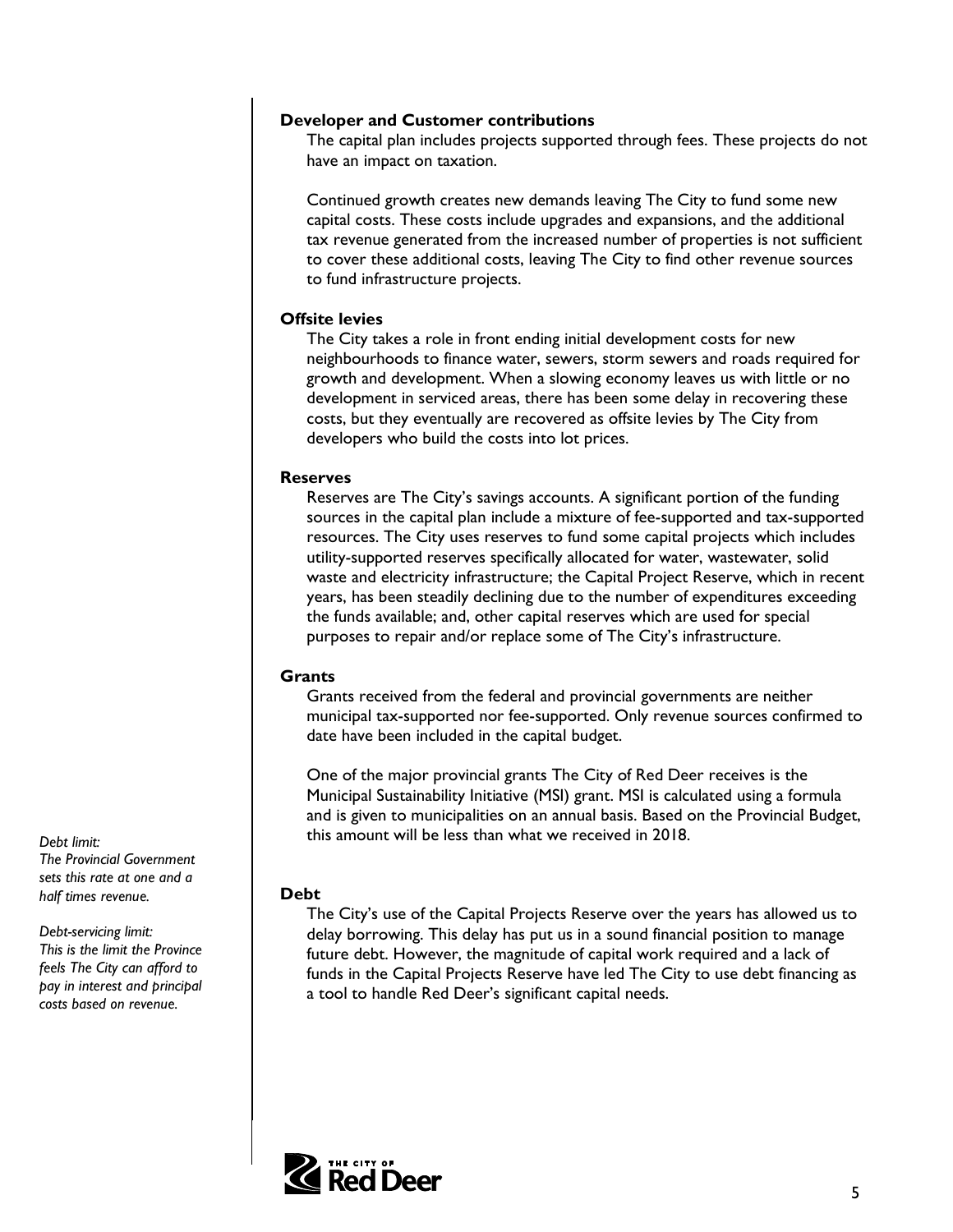**Developer and Customer contributions**

The capital plan includes projects supported through fees. These projects do not have an impact on taxation.

Continued growth creates new demands leaving The City to fund some new capital costs. These costs include upgrades and expansions, and the additional tax revenue generated from the increased number of properties is not sufficient to cover these additional costs, leaving The City to find other revenue sources to fund infrastructure projects.

**Offsite levies**

The City takes a role in front ending initial development costs for new neighbourhoods to finance water, sewers, storm sewers and roads required for growth and development. When a slowing economy leaves us with little or no development in serviced areas, there has been some delay in recovering these costs, but they eventually are recovered as offsite levies by The City from developers who build the costs into lot prices.

**Reserves**

Reserves are The City's savings accounts. A significant portion of the funding sources in the capital plan include a mixture of fee-supported and tax-supported resources. The City uses reserves to fund some capital projects which includes utility-supported reserves specifically allocated for water, wastewater, solid waste and electricity infrastructure; the Capital Project Reserve, which in recent years, has been steadily declining due to the number of expenditures exceeding the funds available; and, other capital reserves which are used for special purposes to repair and/or replace some of The City's infrastructure.

**Grants**

Grants received from the federal and provincial governments are neither municipal tax-supported nor fee-supported. Only revenue sources confirmed to date have been included in the capital budget.

One of the major provincial grants The City of Red Deer receives is the Municipal Sustainability Initiative (MSI) grant. MSI is calculated using a formula and is given to municipalities on an annual basis. Based on the Provincial Budget, this amount will be less than what we received in 2018.

*Debt limit:*
*The Provincial Government sets this rate at one and a half times revenue.*

*Debt-servicing limit:*
*This is the limit the Province feels The City can afford to pay in interest and principal costs based on revenue.*

**Debt**

The City's use of the Capital Projects Reserve over the years has allowed us to delay borrowing. This delay has put us in a sound financial position to manage future debt. However, the magnitude of capital work required and a lack of funds in the Capital Projects Reserve have led The City to use debt financing as a tool to handle Red Deer's significant capital needs.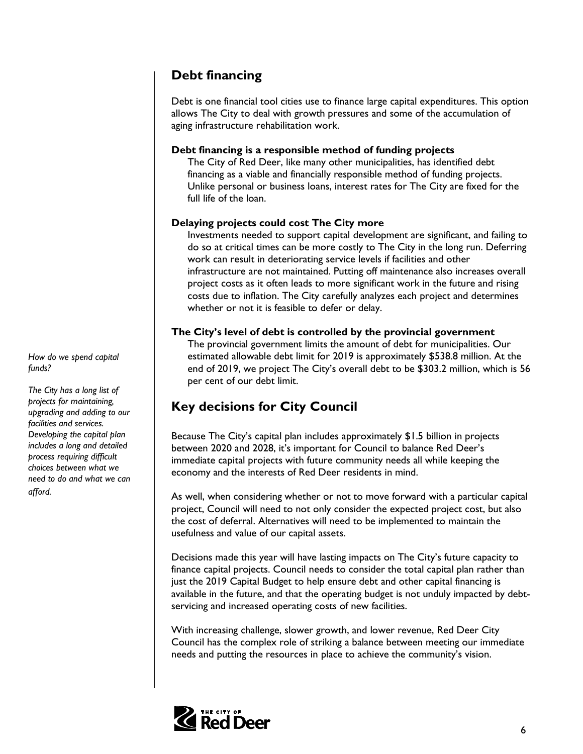## Debt financing

Debt is one financial tool cities use to finance large capital expenditures. This option allows The City to deal with growth pressures and some of the accumulation of aging infrastructure rehabilitation work.

**Debt financing is a responsible method of funding projects**

The City of Red Deer, like many other municipalities, has identified debt financing as a viable and financially responsible method of funding projects. Unlike personal or business loans, interest rates for The City are fixed for the full life of the loan.

**Delaying projects could cost The City more**

Investments needed to support capital development are significant, and failing to do so at critical times can be more costly to The City in the long run. Deferring work can result in deteriorating service levels if facilities and other infrastructure are not maintained. Putting off maintenance also increases overall project costs as it often leads to more significant work in the future and rising costs due to inflation. The City carefully analyzes each project and determines whether or not it is feasible to defer or delay.

**The City's level of debt is controlled by the provincial government**

The provincial government limits the amount of debt for municipalities. Our estimated allowable debt limit for 2019 is approximately $538.8 million. At the end of 2019, we project The City's overall debt to be $303.2 million, which is 56 per cent of our debt limit.

*How do we spend capital funds?*

*The City has a long list of projects for maintaining, upgrading and adding to our facilities and services. Developing the capital plan includes a long and detailed process requiring difficult choices between what we need to do and what we can afford.*

## Key decisions for City Council

Because The City's capital plan includes approximately $1.5 billion in projects between 2020 and 2028, it's important for Council to balance Red Deer's immediate capital projects with future community needs all while keeping the economy and the interests of Red Deer residents in mind.

As well, when considering whether or not to move forward with a particular capital project, Council will need to not only consider the expected project cost, but also the cost of deferral. Alternatives will need to be implemented to maintain the usefulness and value of our capital assets.

Decisions made this year will have lasting impacts on The City's future capacity to finance capital projects. Council needs to consider the total capital plan rather than just the 2019 Capital Budget to help ensure debt and other capital financing is available in the future, and that the operating budget is not unduly impacted by debt-servicing and increased operating costs of new facilities.

With increasing challenge, slower growth, and lower revenue, Red Deer City Council has the complex role of striking a balance between meeting our immediate needs and putting the resources in place to achieve the community's vision.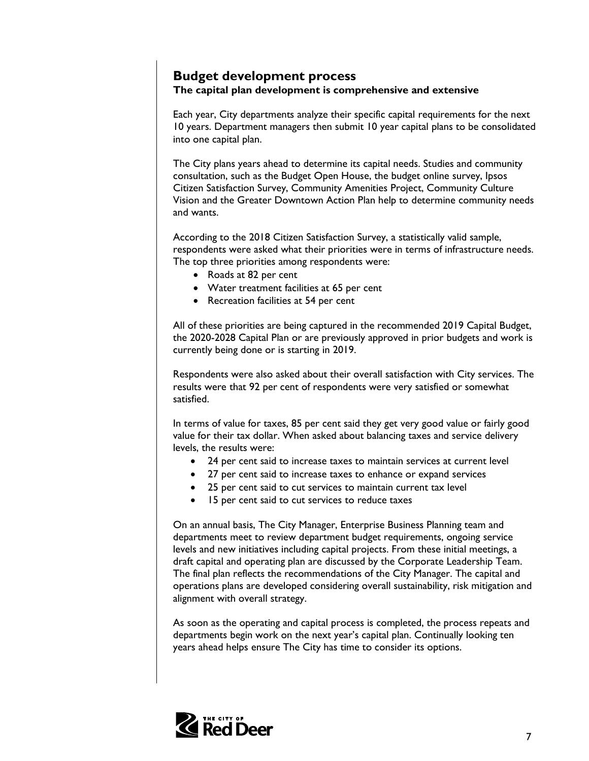## Budget development process

**The capital plan development is comprehensive and extensive**

Each year, City departments analyze their specific capital requirements for the next 10 years. Department managers then submit 10 year capital plans to be consolidated into one capital plan.

The City plans years ahead to determine its capital needs. Studies and community consultation, such as the Budget Open House, the budget online survey, Ipsos Citizen Satisfaction Survey, Community Amenities Project, Community Culture Vision and the Greater Downtown Action Plan help to determine community needs and wants.

According to the 2018 Citizen Satisfaction Survey, a statistically valid sample, respondents were asked what their priorities were in terms of infrastructure needs. The top three priorities among respondents were:

- Roads at 82 per cent
- Water treatment facilities at 65 per cent
- Recreation facilities at 54 per cent

All of these priorities are being captured in the recommended 2019 Capital Budget, the 2020-2028 Capital Plan or are previously approved in prior budgets and work is currently being done or is starting in 2019.

Respondents were also asked about their overall satisfaction with City services. The results were that 92 per cent of respondents were very satisfied or somewhat satisfied.

In terms of value for taxes, 85 per cent said they get very good value or fairly good value for their tax dollar. When asked about balancing taxes and service delivery levels, the results were:

- 24 per cent said to increase taxes to maintain services at current level
- 27 per cent said to increase taxes to enhance or expand services
- 25 per cent said to cut services to maintain current tax level
- 15 per cent said to cut services to reduce taxes

On an annual basis, The City Manager, Enterprise Business Planning team and departments meet to review department budget requirements, ongoing service levels and new initiatives including capital projects. From these initial meetings, a draft capital and operating plan are discussed by the Corporate Leadership Team. The final plan reflects the recommendations of the City Manager. The capital and operations plans are developed considering overall sustainability, risk mitigation and alignment with overall strategy.

As soon as the operating and capital process is completed, the process repeats and departments begin work on the next year's capital plan. Continually looking ten years ahead helps ensure The City has time to consider its options.